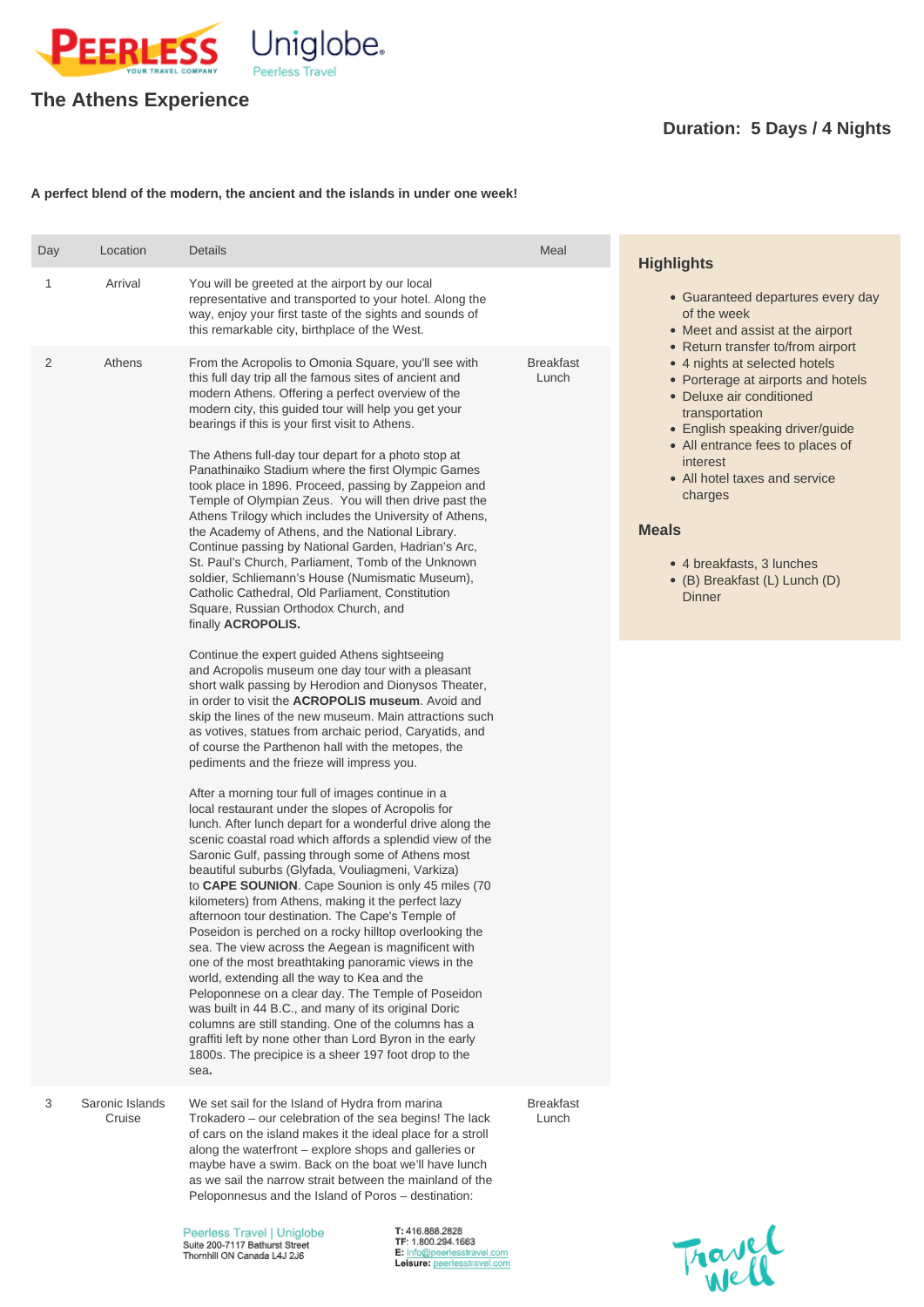# The Athens Experience

**Duration: 5 Days / 4 Nights**

**A perfect blend of the modern, the ancient and the islands in under one week!**

| Day | Location | Details | Meal |
|---|---|---|---|
| 1 | Arrival | You will be greeted at the airport by our local representative and transported to your hotel. Along the way, enjoy your first taste of the sights and sounds of this remarkable city, birthplace of the West. | |
| 2 | Athens | From the Acropolis to Omonia Square, you'll see with this full day trip all the famous sites of ancient and modern Athens. Offering a perfect overview of the modern city, this guided tour will help you get your bearings if this is your first visit to Athens.<br><br>The Athens full-day tour depart for a photo stop at Panathinaiko Stadium where the first Olympic Games took place in 1896. Proceed, passing by Zappeion and Temple of Olympian Zeus. You will then drive past the Athens Trilogy which includes the University of Athens, the Academy of Athens, and the National Library. Continue passing by National Garden, Hadrian's Arc, St. Paul's Church, Parliament, Tomb of the Unknown soldier, Schliemann's House (Numismatic Museum), Catholic Cathedral, Old Parliament, Constitution Square, Russian Orthodox Church, and finally **ACROPOLIS.**<br><br>Continue the expert guided Athens sightseeing and Acropolis museum one day tour with a pleasant short walk passing by Herodion and Dionysos Theater, in order to visit the **ACROPOLIS museum**. Avoid and skip the lines of the new museum. Main attractions such as votives, statues from archaic period, Caryatids, and of course the Parthenon hall with the metopes, the pediments and the frieze will impress you.<br><br>After a morning tour full of images continue in a local restaurant under the slopes of Acropolis for lunch. After lunch depart for a wonderful drive along the scenic coastal road which affords a splendid view of the Saronic Gulf, passing through some of Athens most beautiful suburbs (Glyfada, Vouliagmeni, Varkiza) to **CAPE SOUNION**. Cape Sounion is only 45 miles (70 kilometers) from Athens, making it the perfect lazy afternoon tour destination. The Cape's Temple of Poseidon is perched on a rocky hilltop overlooking the sea. The view across the Aegean is magnificent with one of the most breathtaking panoramic views in the world, extending all the way to Kea and the Peloponnese on a clear day. The Temple of Poseidon was built in 44 B.C., and many of its original Doric columns are still standing. One of the columns has a graffiti left by none other than Lord Byron in the early 1800s. The precipice is a sheer 197 foot drop to the sea. | Breakfast<br>Lunch |
| 3 | Saronic Islands Cruise | We set sail for the Island of Hydra from marina Trokadero – our celebration of the sea begins! The lack of cars on the island makes it the ideal place for a stroll along the waterfront – explore shops and galleries or maybe have a swim. Back on the boat we'll have lunch as we sail the narrow strait between the mainland of the Peloponnesus and the Island of Poros – destination: | Breakfast<br>Lunch |

## Highlights

- Guaranteed departures every day of the week
- Meet and assist at the airport
- Return transfer to/from airport
- 4 nights at selected hotels
- Porterage at airports and hotels
- Deluxe air conditioned transportation
- English speaking driver/guide
- All entrance fees to places of interest
- All hotel taxes and service charges

## Meals

- 4 breakfasts, 3 lunches
- (B) Breakfast (L) Lunch (D) Dinner

Peerless Travel | Uniglobe
Suite 200-7117 Bathurst Street
Thornhill ON Canada L4J 2J6

T: 416.886.2828
TF: 1.800.294.1663
E: info@peerlesstravel.com
Leisure: peerlesstravel.com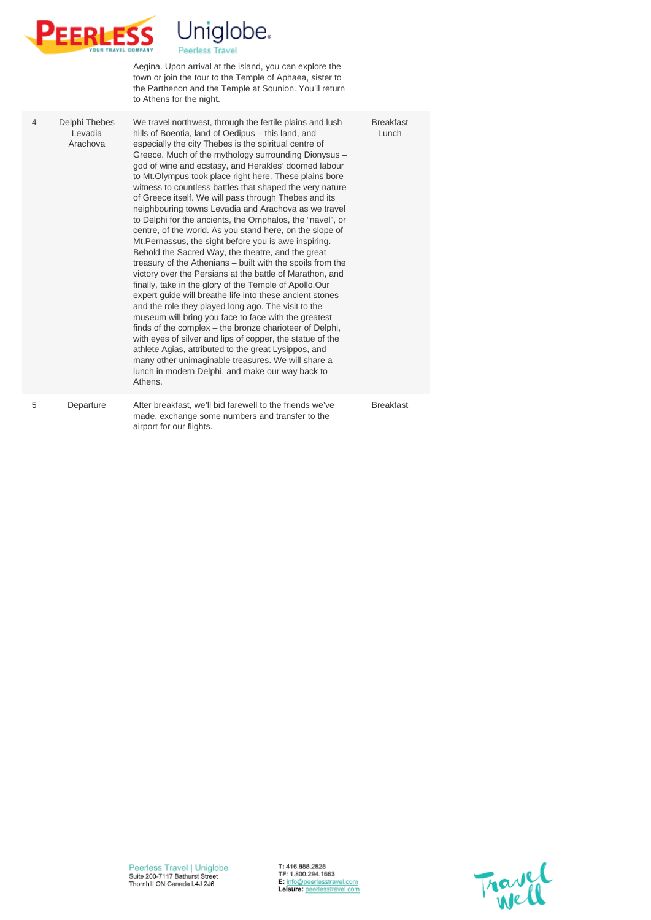| | | | |
|---|---|---|---|
| | | Aegina. Upon arrival at the island, you can explore the town or join the tour to the Temple of Aphaea, sister to the Parthenon and the Temple at Sounion. You'll return to Athens for the night. | |
| 4 | Delphi Thebes Levadia Arachova | We travel northwest, through the fertile plains and lush hills of Boeotia, land of Oedipus – this land, and especially the city Thebes is the spiritual centre of Greece. Much of the mythology surrounding Dionysus – god of wine and ecstasy, and Herakles' doomed labour to Mt.Olympus took place right here. These plains bore witness to countless battles that shaped the very nature of Greece itself. We will pass through Thebes and its neighbouring towns Levadia and Arachova as we travel to Delphi for the ancients, the Omphalos, the "navel", or centre, of the world. As you stand here, on the slope of Mt.Pernassus, the sight before you is awe inspiring. Behold the Sacred Way, the theatre, and the great treasury of the Athenians – built with the spoils from the victory over the Persians at the battle of Marathon, and finally, take in the glory of the Temple of Apollo.Our expert guide will breathe life into these ancient stones and the role they played long ago. The visit to the museum will bring you face to face with the greatest finds of the complex – the bronze charioteer of Delphi, with eyes of silver and lips of copper, the statue of the athlete Agias, attributed to the great Lysippos, and many other unimaginable treasures. We will share a lunch in modern Delphi, and make our way back to Athens. | Breakfast Lunch |
| 5 | Departure | After breakfast, we'll bid farewell to the friends we've made, exchange some numbers and transfer to the airport for our flights. | Breakfast |